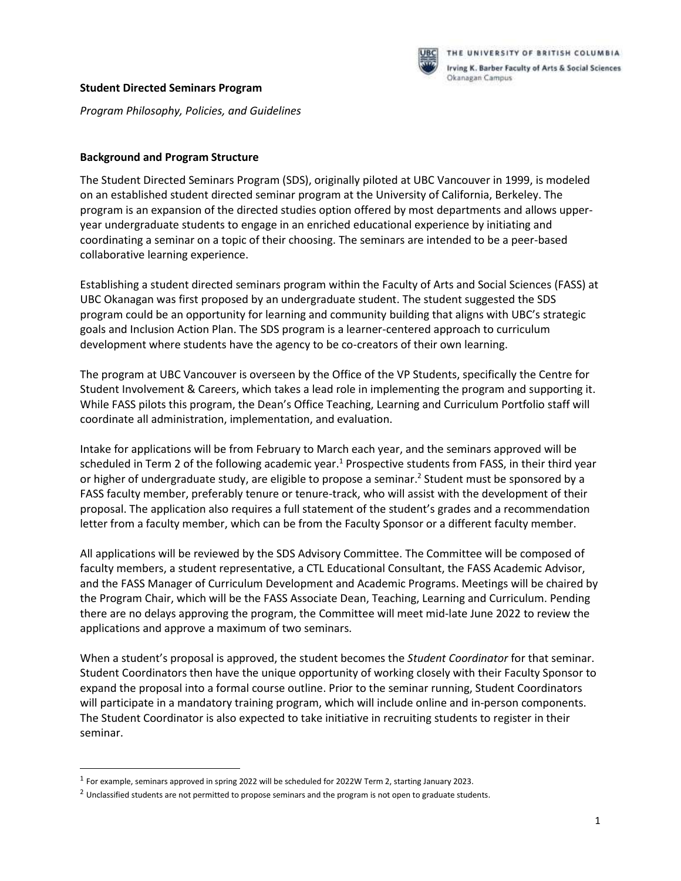**Student Directed Seminars Program**

*Program Philosophy, Policies, and Guidelines*

**Background and Program Structure**

The Student Directed Seminars Program (SDS), originally piloted at UBC Vancouver in 1999, is modeled on an established student directed seminar program at the University of California, Berkeley. The program is an expansion of the directed studies option offered by most departments and allows upper-year undergraduate students to engage in an enriched educational experience by initiating and coordinating a seminar on a topic of their choosing. The seminars are intended to be a peer-based collaborative learning experience.

Establishing a student directed seminars program within the Faculty of Arts and Social Sciences (FASS) at UBC Okanagan was first proposed by an undergraduate student. The student suggested the SDS program could be an opportunity for learning and community building that aligns with UBC's strategic goals and Inclusion Action Plan. The SDS program is a learner-centered approach to curriculum development where students have the agency to be co-creators of their own learning.

The program at UBC Vancouver is overseen by the Office of the VP Students, specifically the Centre for Student Involvement & Careers, which takes a lead role in implementing the program and supporting it. While FASS pilots this program, the Dean's Office Teaching, Learning and Curriculum Portfolio staff will coordinate all administration, implementation, and evaluation.

Intake for applications will be from February to March each year, and the seminars approved will be scheduled in Term 2 of the following academic year.[1] Prospective students from FASS, in their third year or higher of undergraduate study, are eligible to propose a seminar.[2] Student must be sponsored by a FASS faculty member, preferably tenure or tenure-track, who will assist with the development of their proposal. The application also requires a full statement of the student's grades and a recommendation letter from a faculty member, which can be from the Faculty Sponsor or a different faculty member.

All applications will be reviewed by the SDS Advisory Committee. The Committee will be composed of faculty members, a student representative, a CTL Educational Consultant, the FASS Academic Advisor, and the FASS Manager of Curriculum Development and Academic Programs. Meetings will be chaired by the Program Chair, which will be the FASS Associate Dean, Teaching, Learning and Curriculum. Pending there are no delays approving the program, the Committee will meet mid-late June 2022 to review the applications and approve a maximum of two seminars.

When a student's proposal is approved, the student becomes the *Student Coordinator* for that seminar. Student Coordinators then have the unique opportunity of working closely with their Faculty Sponsor to expand the proposal into a formal course outline. Prior to the seminar running, Student Coordinators will participate in a mandatory training program, which will include online and in-person components. The Student Coordinator is also expected to take initiative in recruiting students to register in their seminar.

---

[1] For example, seminars approved in spring 2022 will be scheduled for 2022W Term 2, starting January 2023.

[2] Unclassified students are not permitted to propose seminars and the program is not open to graduate students.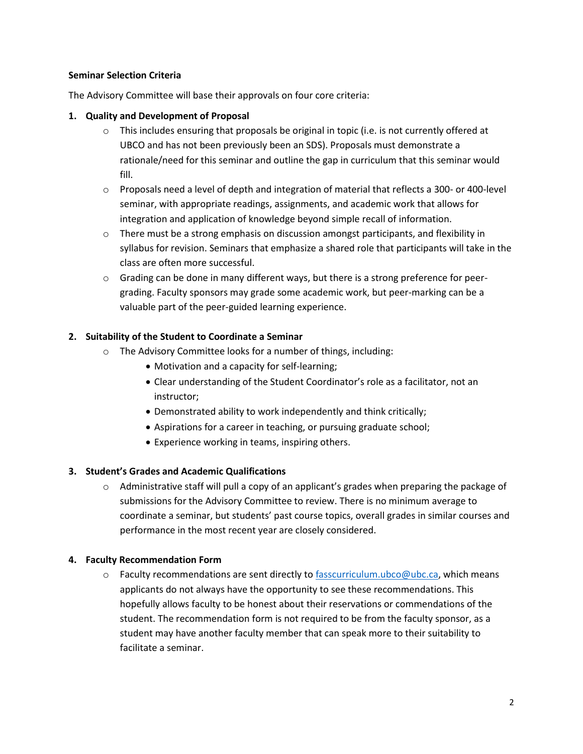**Seminar Selection Criteria**

The Advisory Committee will base their approvals on four core criteria:

1. **Quality and Development of Proposal**
   - This includes ensuring that proposals be original in topic (i.e. is not currently offered at UBCO and has not been previously been an SDS). Proposals must demonstrate a rationale/need for this seminar and outline the gap in curriculum that this seminar would fill.
   - Proposals need a level of depth and integration of material that reflects a 300- or 400-level seminar, with appropriate readings, assignments, and academic work that allows for integration and application of knowledge beyond simple recall of information.
   - There must be a strong emphasis on discussion amongst participants, and flexibility in syllabus for revision. Seminars that emphasize a shared role that participants will take in the class are often more successful.
   - Grading can be done in many different ways, but there is a strong preference for peer-grading. Faculty sponsors may grade some academic work, but peer-marking can be a valuable part of the peer-guided learning experience.

2. **Suitability of the Student to Coordinate a Seminar**
   - The Advisory Committee looks for a number of things, including:
     - Motivation and a capacity for self-learning;
     - Clear understanding of the Student Coordinator's role as a facilitator, not an instructor;
     - Demonstrated ability to work independently and think critically;
     - Aspirations for a career in teaching, or pursuing graduate school;
     - Experience working in teams, inspiring others.

3. **Student's Grades and Academic Qualifications**
   - Administrative staff will pull a copy of an applicant's grades when preparing the package of submissions for the Advisory Committee to review. There is no minimum average to coordinate a seminar, but students' past course topics, overall grades in similar courses and performance in the most recent year are closely considered.

4. **Faculty Recommendation Form**
   - Faculty recommendations are sent directly to fasscurriculum.ubco@ubc.ca, which means applicants do not always have the opportunity to see these recommendations. This hopefully allows faculty to be honest about their reservations or commendations of the student. The recommendation form is not required to be from the faculty sponsor, as a student may have another faculty member that can speak more to their suitability to facilitate a seminar.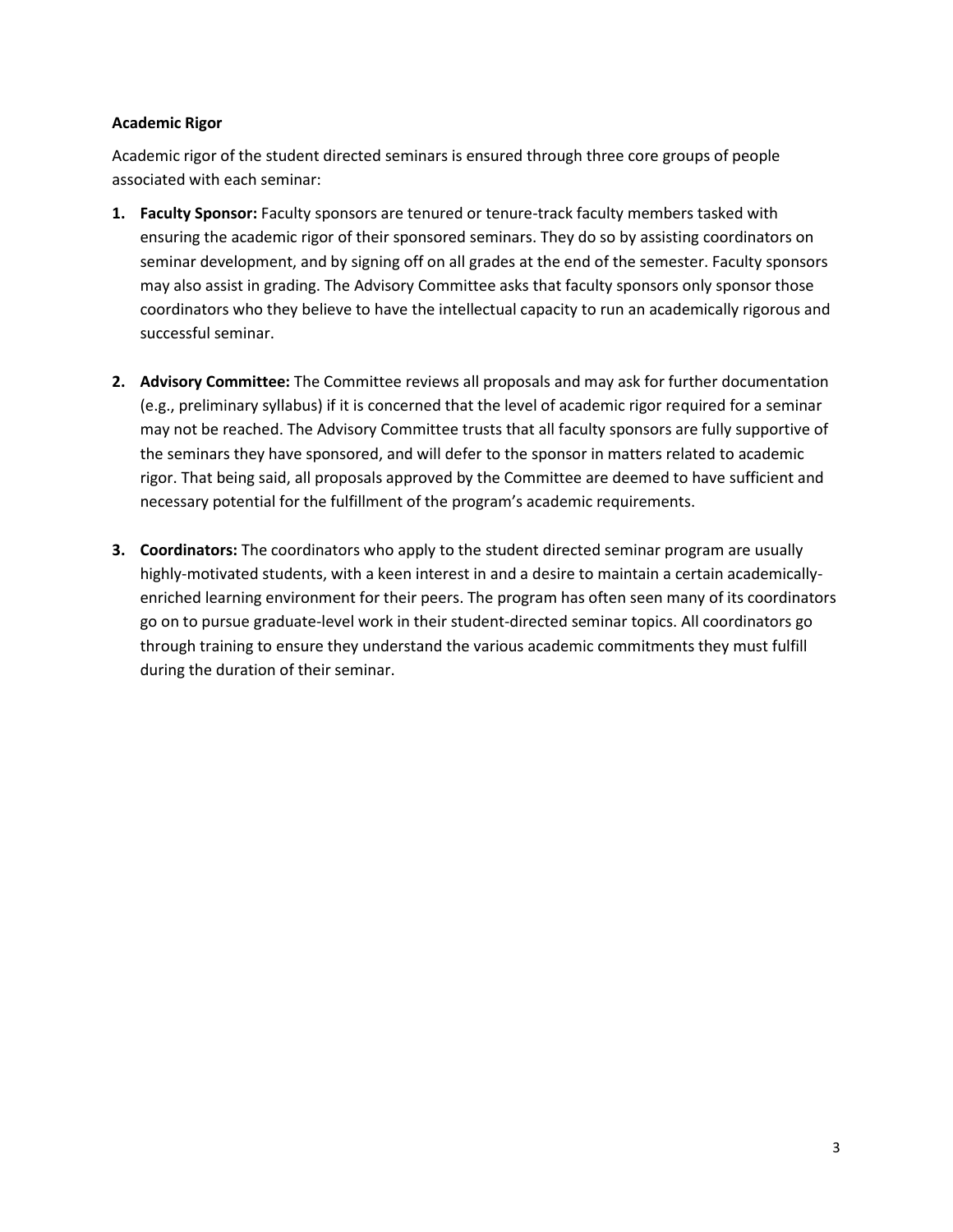**Academic Rigor**

Academic rigor of the student directed seminars is ensured through three core groups of people associated with each seminar:

1. **Faculty Sponsor:** Faculty sponsors are tenured or tenure-track faculty members tasked with ensuring the academic rigor of their sponsored seminars. They do so by assisting coordinators on seminar development, and by signing off on all grades at the end of the semester. Faculty sponsors may also assist in grading. The Advisory Committee asks that faculty sponsors only sponsor those coordinators who they believe to have the intellectual capacity to run an academically rigorous and successful seminar.

2. **Advisory Committee:** The Committee reviews all proposals and may ask for further documentation (e.g., preliminary syllabus) if it is concerned that the level of academic rigor required for a seminar may not be reached. The Advisory Committee trusts that all faculty sponsors are fully supportive of the seminars they have sponsored, and will defer to the sponsor in matters related to academic rigor. That being said, all proposals approved by the Committee are deemed to have sufficient and necessary potential for the fulfillment of the program's academic requirements.

3. **Coordinators:** The coordinators who apply to the student directed seminar program are usually highly-motivated students, with a keen interest in and a desire to maintain a certain academically-enriched learning environment for their peers. The program has often seen many of its coordinators go on to pursue graduate-level work in their student-directed seminar topics. All coordinators go through training to ensure they understand the various academic commitments they must fulfill during the duration of their seminar.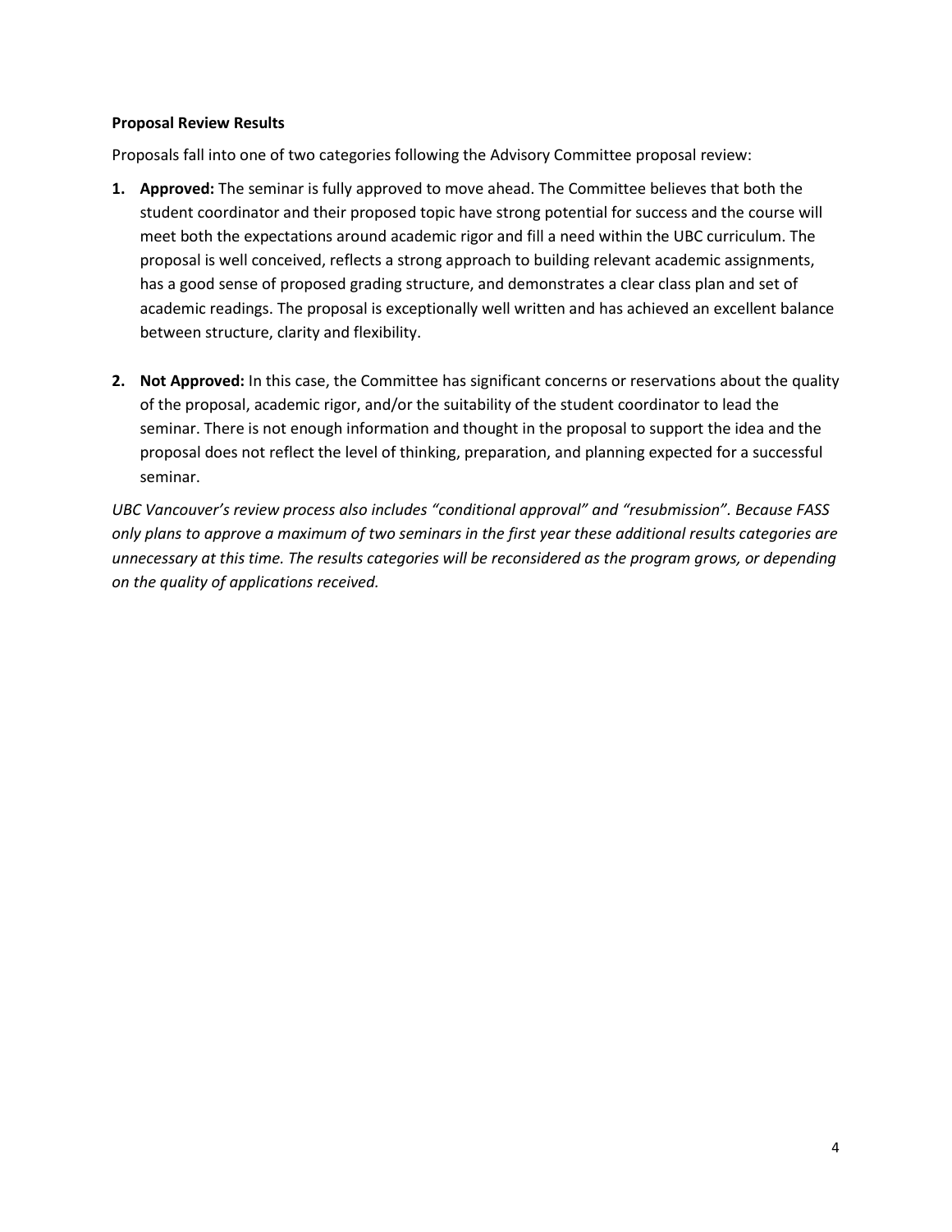**Proposal Review Results**

Proposals fall into one of two categories following the Advisory Committee proposal review:

1. **Approved:** The seminar is fully approved to move ahead. The Committee believes that both the student coordinator and their proposed topic have strong potential for success and the course will meet both the expectations around academic rigor and fill a need within the UBC curriculum. The proposal is well conceived, reflects a strong approach to building relevant academic assignments, has a good sense of proposed grading structure, and demonstrates a clear class plan and set of academic readings. The proposal is exceptionally well written and has achieved an excellent balance between structure, clarity and flexibility.

2. **Not Approved:** In this case, the Committee has significant concerns or reservations about the quality of the proposal, academic rigor, and/or the suitability of the student coordinator to lead the seminar. There is not enough information and thought in the proposal to support the idea and the proposal does not reflect the level of thinking, preparation, and planning expected for a successful seminar.

*UBC Vancouver's review process also includes "conditional approval" and "resubmission". Because FASS only plans to approve a maximum of two seminars in the first year these additional results categories are unnecessary at this time. The results categories will be reconsidered as the program grows, or depending on the quality of applications received.*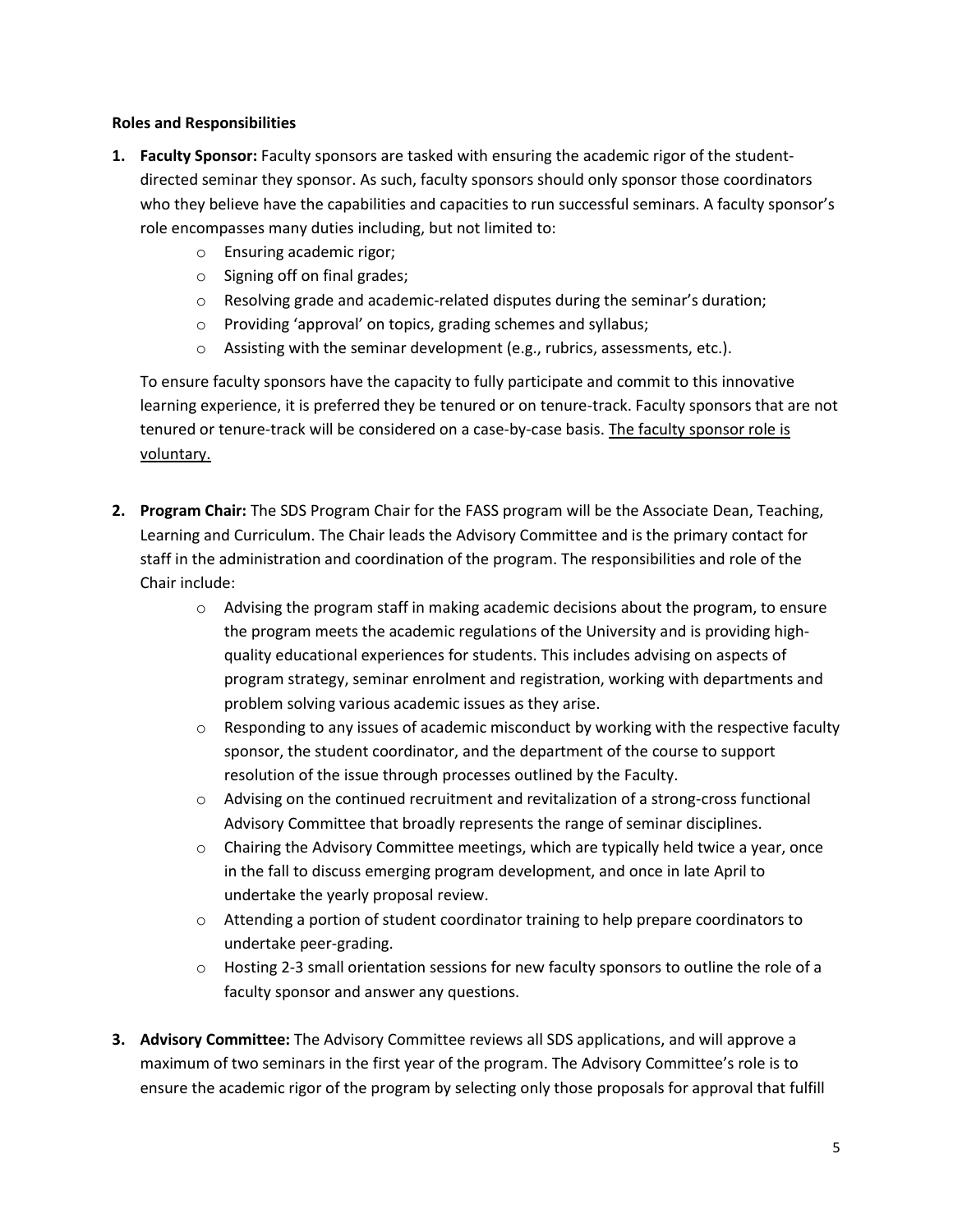**Roles and Responsibilities**

1. **Faculty Sponsor:** Faculty sponsors are tasked with ensuring the academic rigor of the student-directed seminar they sponsor. As such, faculty sponsors should only sponsor those coordinators who they believe have the capabilities and capacities to run successful seminars. A faculty sponsor's role encompasses many duties including, but not limited to:
   - Ensuring academic rigor;
   - Signing off on final grades;
   - Resolving grade and academic-related disputes during the seminar's duration;
   - Providing 'approval' on topics, grading schemes and syllabus;
   - Assisting with the seminar development (e.g., rubrics, assessments, etc.).

   To ensure faculty sponsors have the capacity to fully participate and commit to this innovative learning experience, it is preferred they be tenured or on tenure-track. Faculty sponsors that are not tenured or tenure-track will be considered on a case-by-case basis. <u>The faculty sponsor role is voluntary.</u>

2. **Program Chair:** The SDS Program Chair for the FASS program will be the Associate Dean, Teaching, Learning and Curriculum. The Chair leads the Advisory Committee and is the primary contact for staff in the administration and coordination of the program. The responsibilities and role of the Chair include:
   - Advising the program staff in making academic decisions about the program, to ensure the program meets the academic regulations of the University and is providing high-quality educational experiences for students. This includes advising on aspects of program strategy, seminar enrolment and registration, working with departments and problem solving various academic issues as they arise.
   - Responding to any issues of academic misconduct by working with the respective faculty sponsor, the student coordinator, and the department of the course to support resolution of the issue through processes outlined by the Faculty.
   - Advising on the continued recruitment and revitalization of a strong-cross functional Advisory Committee that broadly represents the range of seminar disciplines.
   - Chairing the Advisory Committee meetings, which are typically held twice a year, once in the fall to discuss emerging program development, and once in late April to undertake the yearly proposal review.
   - Attending a portion of student coordinator training to help prepare coordinators to undertake peer-grading.
   - Hosting 2-3 small orientation sessions for new faculty sponsors to outline the role of a faculty sponsor and answer any questions.

3. **Advisory Committee:** The Advisory Committee reviews all SDS applications, and will approve a maximum of two seminars in the first year of the program. The Advisory Committee's role is to ensure the academic rigor of the program by selecting only those proposals for approval that fulfill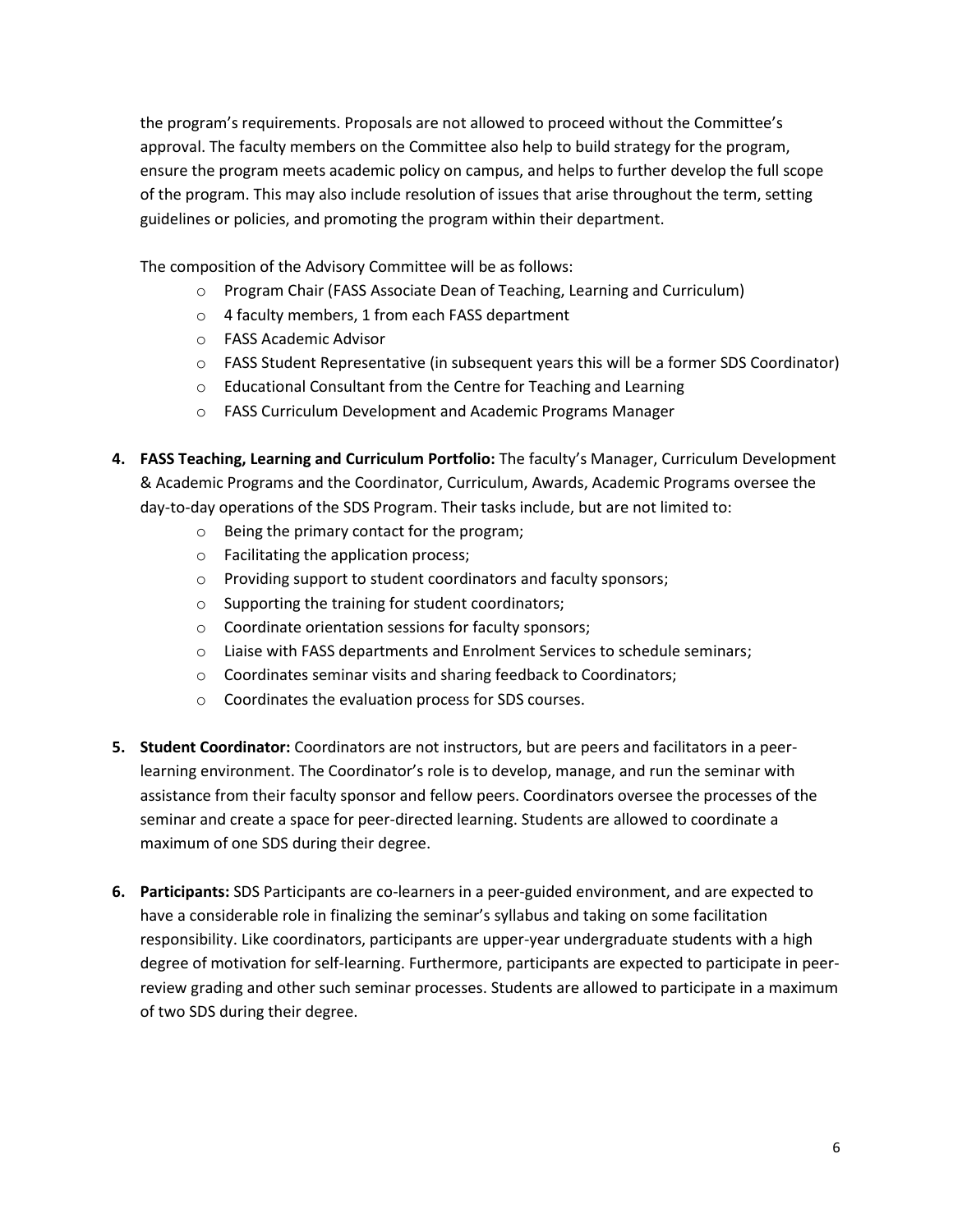the program's requirements. Proposals are not allowed to proceed without the Committee's approval. The faculty members on the Committee also help to build strategy for the program, ensure the program meets academic policy on campus, and helps to further develop the full scope of the program. This may also include resolution of issues that arise throughout the term, setting guidelines or policies, and promoting the program within their department.

The composition of the Advisory Committee will be as follows:

- Program Chair (FASS Associate Dean of Teaching, Learning and Curriculum)
- 4 faculty members, 1 from each FASS department
- FASS Academic Advisor
- FASS Student Representative (in subsequent years this will be a former SDS Coordinator)
- Educational Consultant from the Centre for Teaching and Learning
- FASS Curriculum Development and Academic Programs Manager

4. **FASS Teaching, Learning and Curriculum Portfolio:** The faculty's Manager, Curriculum Development & Academic Programs and the Coordinator, Curriculum, Awards, Academic Programs oversee the day-to-day operations of the SDS Program. Their tasks include, but are not limited to:
   - Being the primary contact for the program;
   - Facilitating the application process;
   - Providing support to student coordinators and faculty sponsors;
   - Supporting the training for student coordinators;
   - Coordinate orientation sessions for faculty sponsors;
   - Liaise with FASS departments and Enrolment Services to schedule seminars;
   - Coordinates seminar visits and sharing feedback to Coordinators;
   - Coordinates the evaluation process for SDS courses.

5. **Student Coordinator:** Coordinators are not instructors, but are peers and facilitators in a peer-learning environment. The Coordinator's role is to develop, manage, and run the seminar with assistance from their faculty sponsor and fellow peers. Coordinators oversee the processes of the seminar and create a space for peer-directed learning. Students are allowed to coordinate a maximum of one SDS during their degree.

6. **Participants:** SDS Participants are co-learners in a peer-guided environment, and are expected to have a considerable role in finalizing the seminar's syllabus and taking on some facilitation responsibility. Like coordinators, participants are upper-year undergraduate students with a high degree of motivation for self-learning. Furthermore, participants are expected to participate in peer-review grading and other such seminar processes. Students are allowed to participate in a maximum of two SDS during their degree.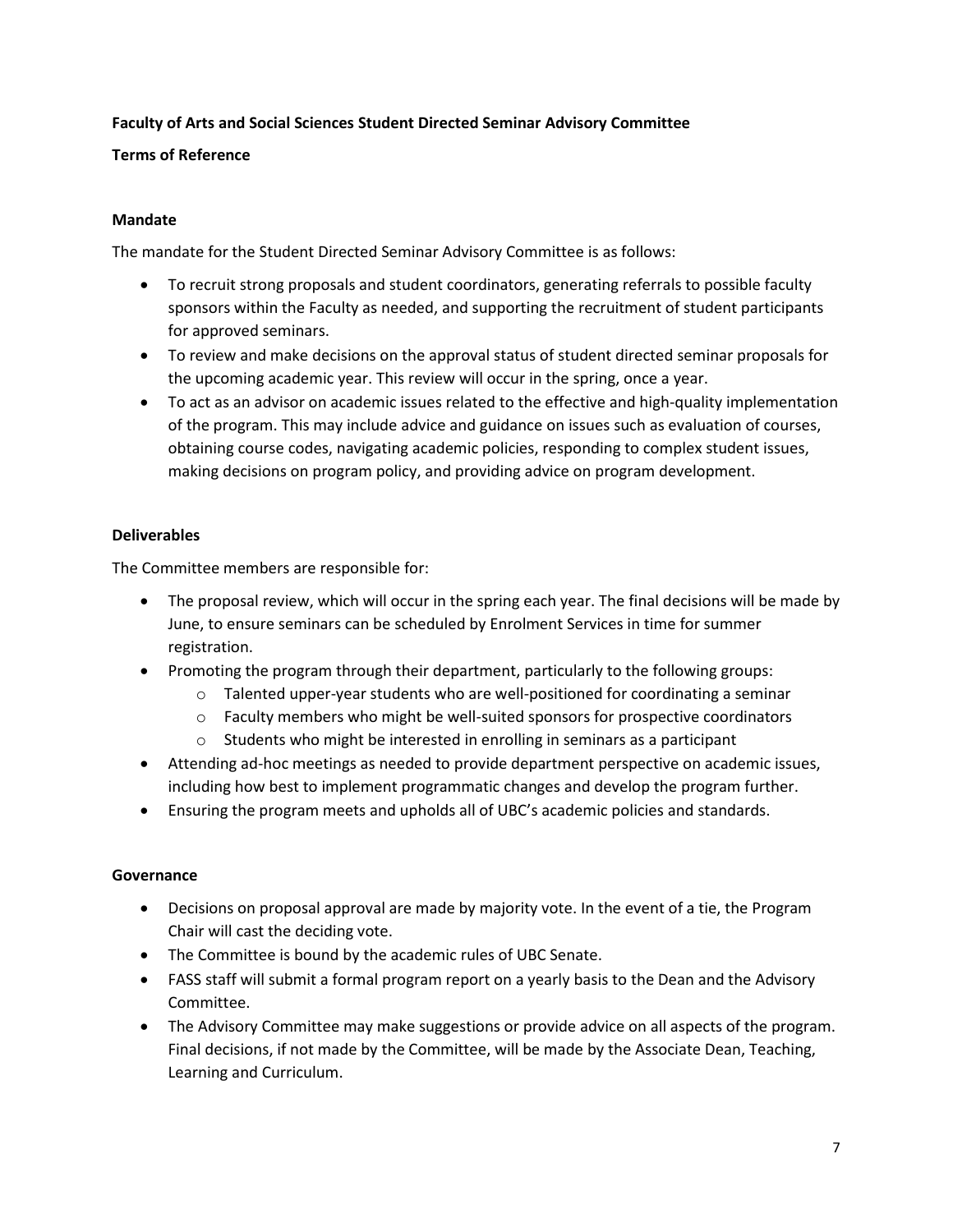**Faculty of Arts and Social Sciences Student Directed Seminar Advisory Committee**

**Terms of Reference**

**Mandate**

The mandate for the Student Directed Seminar Advisory Committee is as follows:

- To recruit strong proposals and student coordinators, generating referrals to possible faculty sponsors within the Faculty as needed, and supporting the recruitment of student participants for approved seminars.
- To review and make decisions on the approval status of student directed seminar proposals for the upcoming academic year. This review will occur in the spring, once a year.
- To act as an advisor on academic issues related to the effective and high-quality implementation of the program. This may include advice and guidance on issues such as evaluation of courses, obtaining course codes, navigating academic policies, responding to complex student issues, making decisions on program policy, and providing advice on program development.

**Deliverables**

The Committee members are responsible for:

- The proposal review, which will occur in the spring each year. The final decisions will be made by June, to ensure seminars can be scheduled by Enrolment Services in time for summer registration.
- Promoting the program through their department, particularly to the following groups:
  - Talented upper-year students who are well-positioned for coordinating a seminar
  - Faculty members who might be well-suited sponsors for prospective coordinators
  - Students who might be interested in enrolling in seminars as a participant
- Attending ad-hoc meetings as needed to provide department perspective on academic issues, including how best to implement programmatic changes and develop the program further.
- Ensuring the program meets and upholds all of UBC's academic policies and standards.

**Governance**

- Decisions on proposal approval are made by majority vote. In the event of a tie, the Program Chair will cast the deciding vote.
- The Committee is bound by the academic rules of UBC Senate.
- FASS staff will submit a formal program report on a yearly basis to the Dean and the Advisory Committee.
- The Advisory Committee may make suggestions or provide advice on all aspects of the program. Final decisions, if not made by the Committee, will be made by the Associate Dean, Teaching, Learning and Curriculum.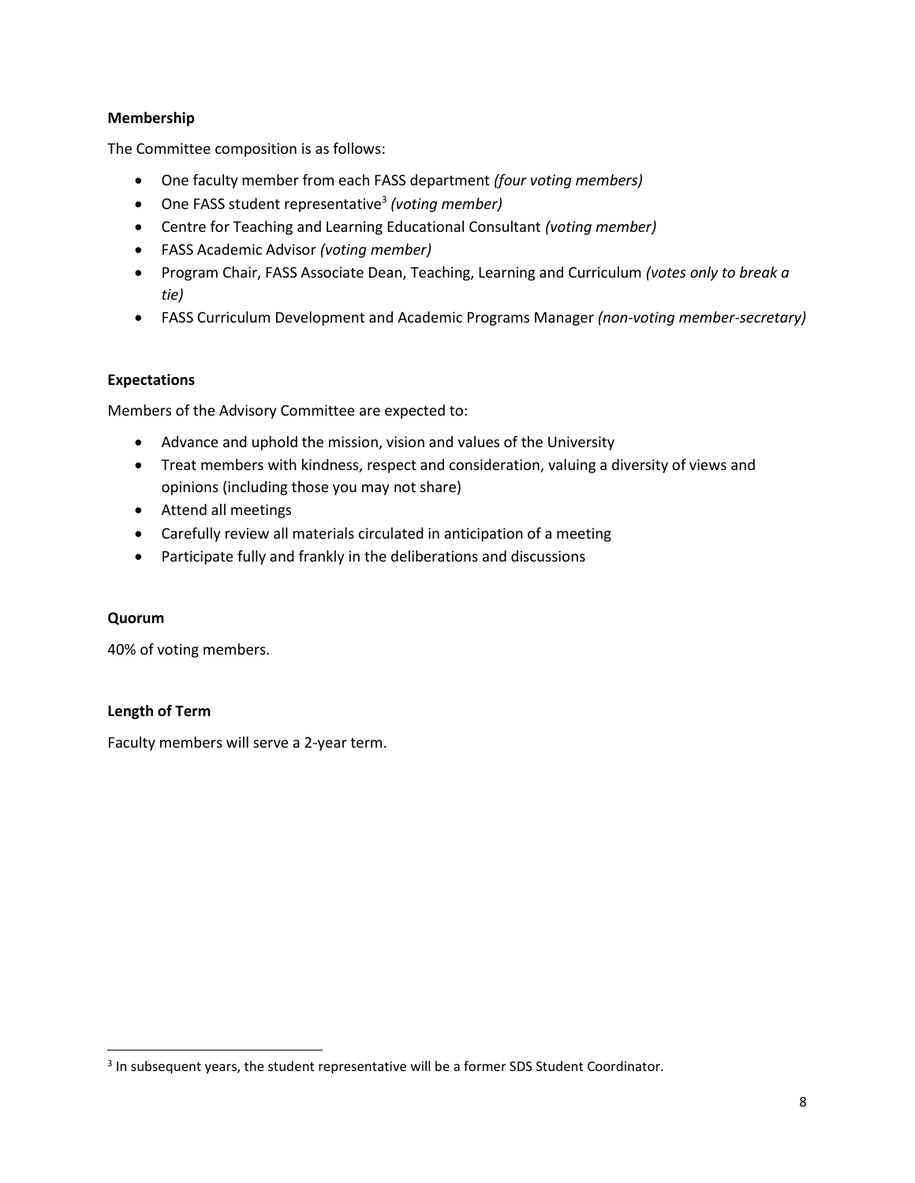**Membership**

The Committee composition is as follows:

- One faculty member from each FASS department *(four voting members)*
- One FASS student representative[3] *(voting member)*
- Centre for Teaching and Learning Educational Consultant *(voting member)*
- FASS Academic Advisor *(voting member)*
- Program Chair, FASS Associate Dean, Teaching, Learning and Curriculum *(votes only to break a tie)*
- FASS Curriculum Development and Academic Programs Manager *(non-voting member-secretary)*

**Expectations**

Members of the Advisory Committee are expected to:

- Advance and uphold the mission, vision and values of the University
- Treat members with kindness, respect and consideration, valuing a diversity of views and opinions (including those you may not share)
- Attend all meetings
- Carefully review all materials circulated in anticipation of a meeting
- Participate fully and frankly in the deliberations and discussions

**Quorum**

40% of voting members.

**Length of Term**

Faculty members will serve a 2-year term.

[3] In subsequent years, the student representative will be a former SDS Student Coordinator.